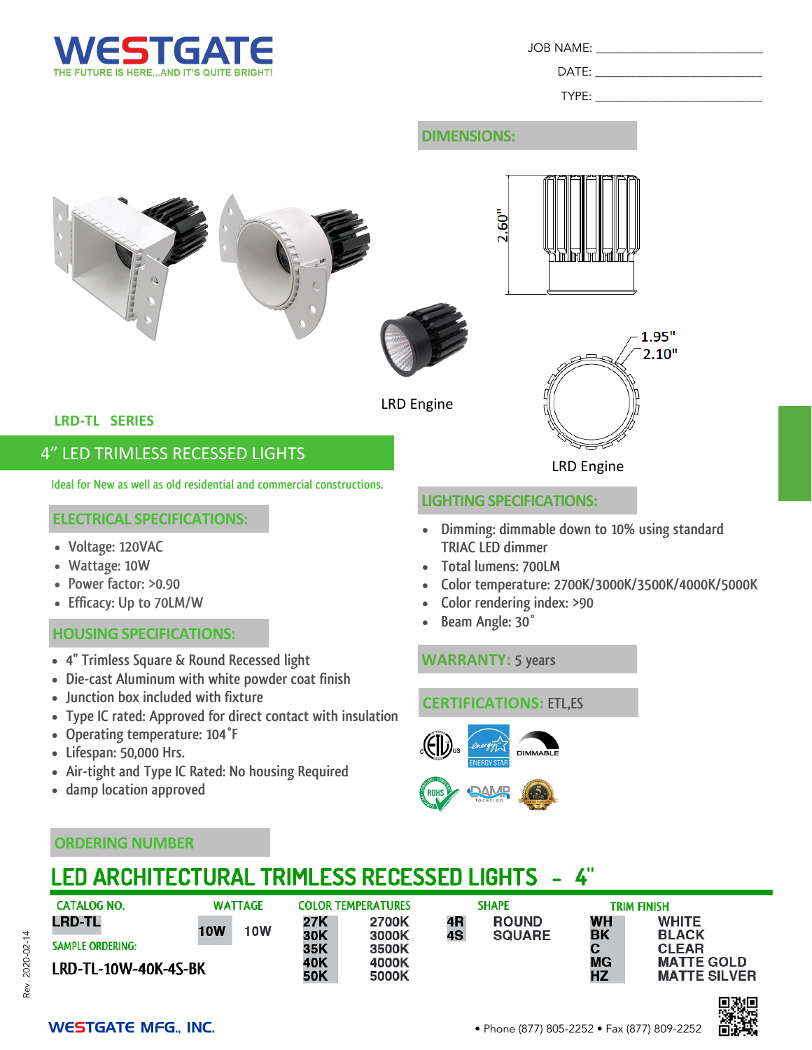# WESTGATE

THE FUTURE IS HERE...AND IT'S QUITE BRIGHT!

JOB NAME: ____________________

DATE: ____________________

TYPE: ____________________

## DIMENSIONS:

2.60"

1.95"

2.10"

LRD Engine

LRD Engine

## LRD-TL SERIES

## 4" LED TRIMLESS RECESSED LIGHTS

Ideal for New as well as old residential and commercial constructions.

### ELECTRICAL SPECIFICATIONS:

- Voltage: 120VAC
- Wattage: 10W
- Power factor: >0.90
- Efficacy: Up to 70LM/W

### HOUSING SPECIFICATIONS:

- 4" Trimless Square & Round Recessed light
- Die-cast Aluminum with white powder coat finish
- Junction box included with fixture
- Type IC rated: Approved for direct contact with insulation
- Operating temperature: 104˚F
- Lifespan: 50,000 Hrs.
- Air-tight and Type IC Rated: No housing Required
- damp location approved

### LIGHTING SPECIFICATIONS:

- Dimming: dimmable down to 10% using standard TRIAC LED dimmer
- Total lumens: 700LM
- Color temperature: 2700K/3000K/3500K/4000K/5000K
- Color rendering index: >90
- Beam Angle: 30˚

### WARRANTY: 5 years

### CERTIFICATIONS: ETL,ES

### ORDERING NUMBER

## LED ARCHITECTURAL TRIMLESS RECESSED LIGHTS - 4"

| CATALOG NO. | WATTAGE | | COLOR TEMPERATURES | | SHAPE | | TRIM FINISH | |
|---|---|---|---|---|---|---|---|---|
| LRD-TL | 10W | 10W | 27K | 2700K | 4R | ROUND | WH | WHITE |
| | | | 30K | 3000K | 4S | SQUARE | BK | BLACK |
| | | | 35K | 3500K | | | C | CLEAR |
| | | | 40K | 4000K | | | MG | MATTE GOLD |
| | | | 50K | 5000K | | | HZ | MATTE SILVER |

SAMPLE ORDERING:

LRD-TL-10W-40K-4S-BK

Rev. 2020-02-14

WESTGATE MFG., INC. • Phone (877) 805-2252 • Fax (877) 809-2252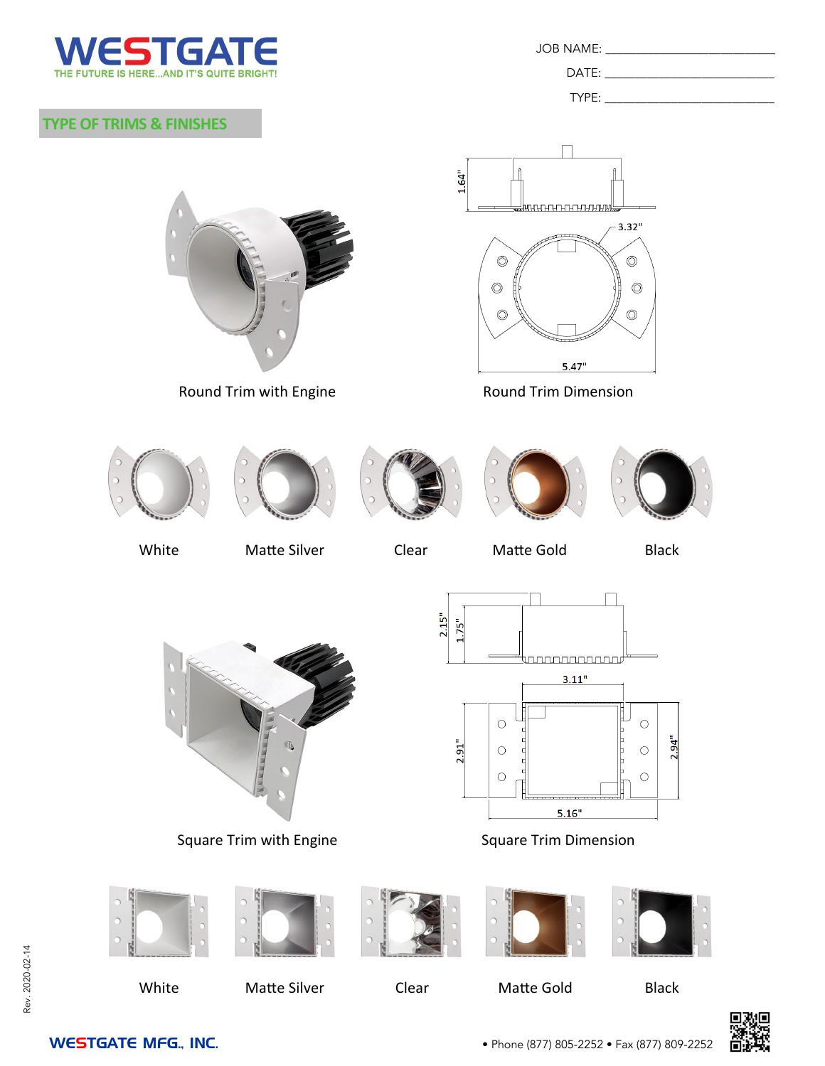# WESTGATE

THE FUTURE IS HERE...AND IT'S QUITE BRIGHT!

JOB NAME: ___________________________

DATE: ___________________________

TYPE: ___________________________

## TYPE OF TRIMS & FINISHES

Round Trim with Engine

1.64"
3.32"
5.47"

Round Trim Dimension

White | Matte Silver | Clear | Matte Gold | Black

Square Trim with Engine

2.15"
1.75"
3.11"
2.91"
2.94"
5.16"

Square Trim Dimension

White | Matte Silver | Clear | Matte Gold | Black

Rev. 2020-02-14

WESTGATE MFG., INC.

• Phone (877) 805-2252 • Fax (877) 809-2252